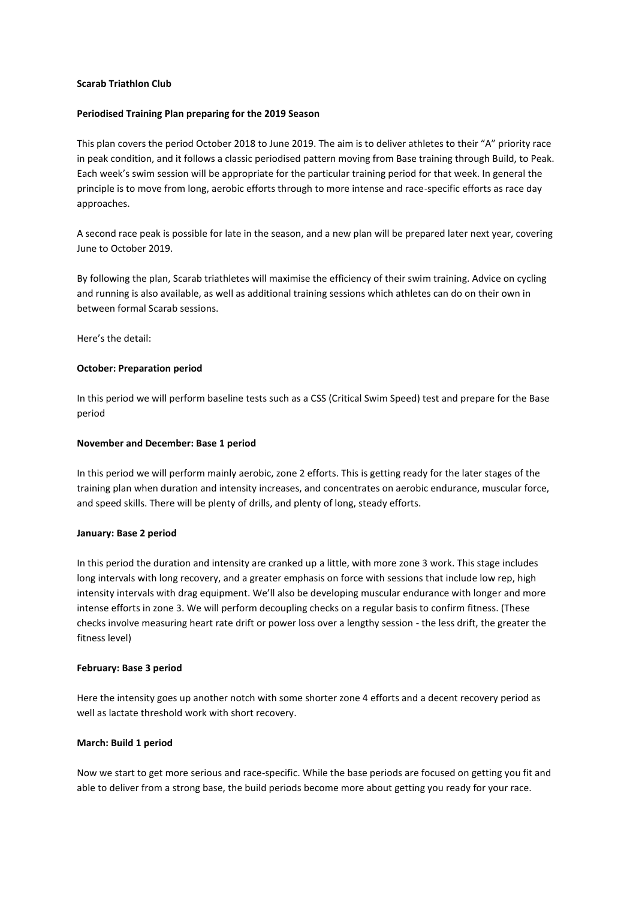**Scarab Triathlon Club**

**Periodised Training Plan preparing for the 2019 Season**

This plan covers the period October 2018 to June 2019. The aim is to deliver athletes to their "A" priority race in peak condition, and it follows a classic periodised pattern moving from Base training through Build, to Peak. Each week's swim session will be appropriate for the particular training period for that week. In general the principle is to move from long, aerobic efforts through to more intense and race-specific efforts as race day approaches.

A second race peak is possible for late in the season, and a new plan will be prepared later next year, covering June to October 2019.

By following the plan, Scarab triathletes will maximise the efficiency of their swim training. Advice on cycling and running is also available, as well as additional training sessions which athletes can do on their own in between formal Scarab sessions.

Here's the detail:

**October: Preparation period**

In this period we will perform baseline tests such as a CSS (Critical Swim Speed) test and prepare for the Base period

**November and December: Base 1 period**

In this period we will perform mainly aerobic, zone 2 efforts. This is getting ready for the later stages of the training plan when duration and intensity increases, and concentrates on aerobic endurance, muscular force, and speed skills. There will be plenty of drills, and plenty of long, steady efforts.

**January: Base 2 period**

In this period the duration and intensity are cranked up a little, with more zone 3 work. This stage includes long intervals with long recovery, and a greater emphasis on force with sessions that include low rep, high intensity intervals with drag equipment. We'll also be developing muscular endurance with longer and more intense efforts in zone 3. We will perform decoupling checks on a regular basis to confirm fitness. (These checks involve measuring heart rate drift or power loss over a lengthy session - the less drift, the greater the fitness level)

**February: Base 3 period**

Here the intensity goes up another notch with some shorter zone 4 efforts and a decent recovery period as well as lactate threshold work with short recovery.

**March: Build 1 period**

Now we start to get more serious and race-specific. While the base periods are focused on getting you fit and able to deliver from a strong base, the build periods become more about getting you ready for your race.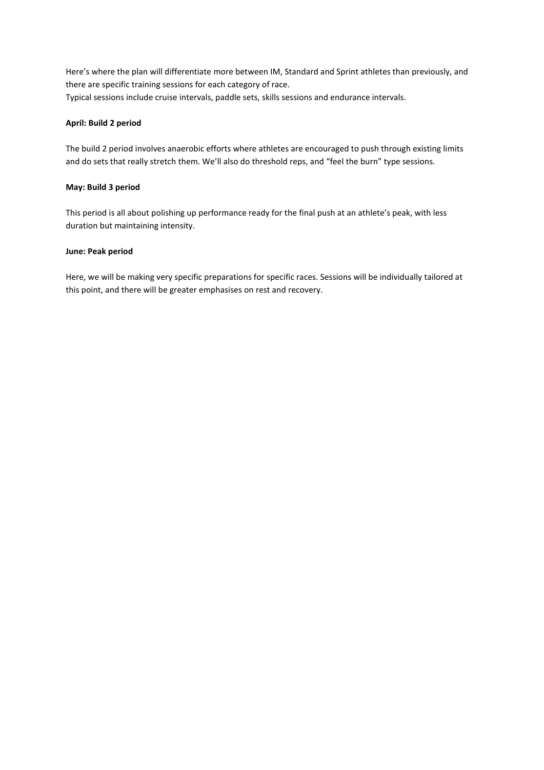Here's where the plan will differentiate more between IM, Standard and Sprint athletes than previously, and there are specific training sessions for each category of race.
Typical sessions include cruise intervals, paddle sets, skills sessions and endurance intervals.

**April: Build 2 period**

The build 2 period involves anaerobic efforts where athletes are encouraged to push through existing limits and do sets that really stretch them. We'll also do threshold reps, and "feel the burn" type sessions.

**May: Build 3 period**

This period is all about polishing up performance ready for the final push at an athlete's peak, with less duration but maintaining intensity.

**June: Peak period**

Here, we will be making very specific preparations for specific races. Sessions will be individually tailored at this point, and there will be greater emphasises on rest and recovery.